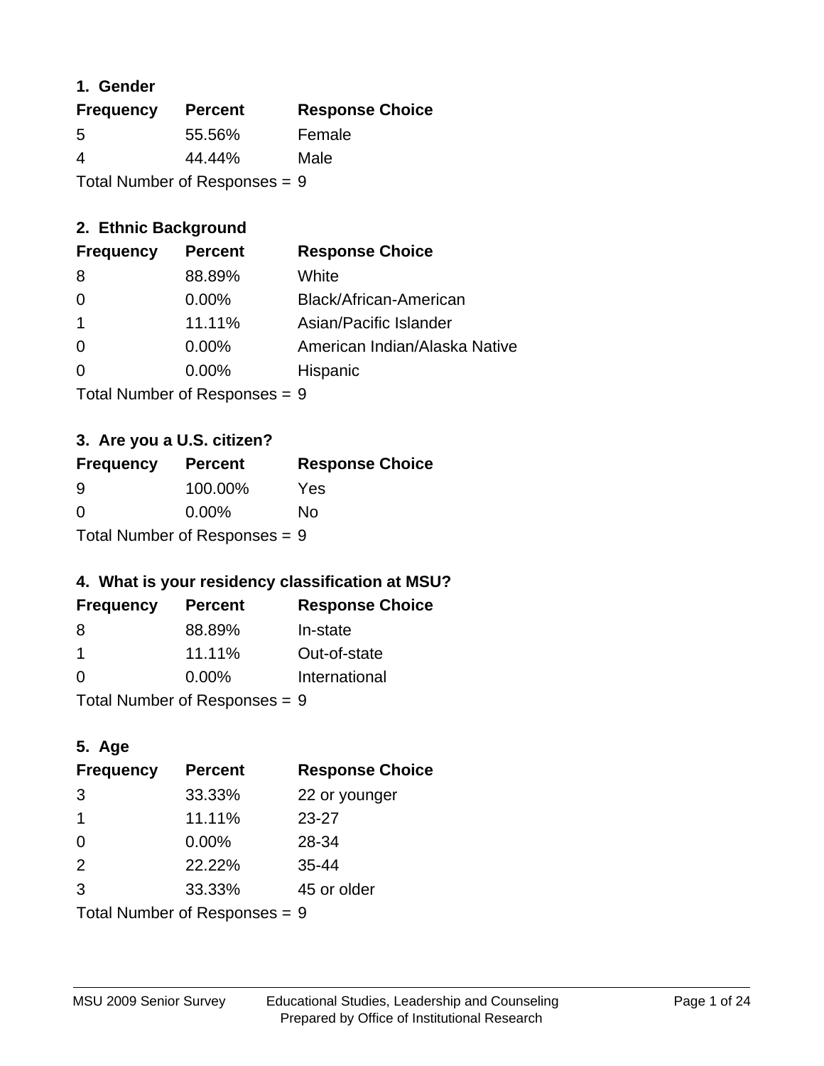### 1. Gender

| Frequency | Percent | Response Choice |
|---|---|---|
| 5 | 55.56% | Female |
| 4 | 44.44% | Male |

Total Number of Responses = 9

### 2. Ethnic Background

| Frequency | Percent | Response Choice |
|---|---|---|
| 8 | 88.89% | White |
| 0 | 0.00% | Black/African-American |
| 1 | 11.11% | Asian/Pacific Islander |
| 0 | 0.00% | American Indian/Alaska Native |
| 0 | 0.00% | Hispanic |

Total Number of Responses = 9

### 3. Are you a U.S. citizen?

| Frequency | Percent | Response Choice |
|---|---|---|
| 9 | 100.00% | Yes |
| 0 | 0.00% | No |

Total Number of Responses = 9

### 4. What is your residency classification at MSU?

| Frequency | Percent | Response Choice |
|---|---|---|
| 8 | 88.89% | In-state |
| 1 | 11.11% | Out-of-state |
| 0 | 0.00% | International |

Total Number of Responses = 9

### 5. Age

| Frequency | Percent | Response Choice |
|---|---|---|
| 3 | 33.33% | 22 or younger |
| 1 | 11.11% | 23-27 |
| 0 | 0.00% | 28-34 |
| 2 | 22.22% | 35-44 |
| 3 | 33.33% | 45 or older |

Total Number of Responses = 9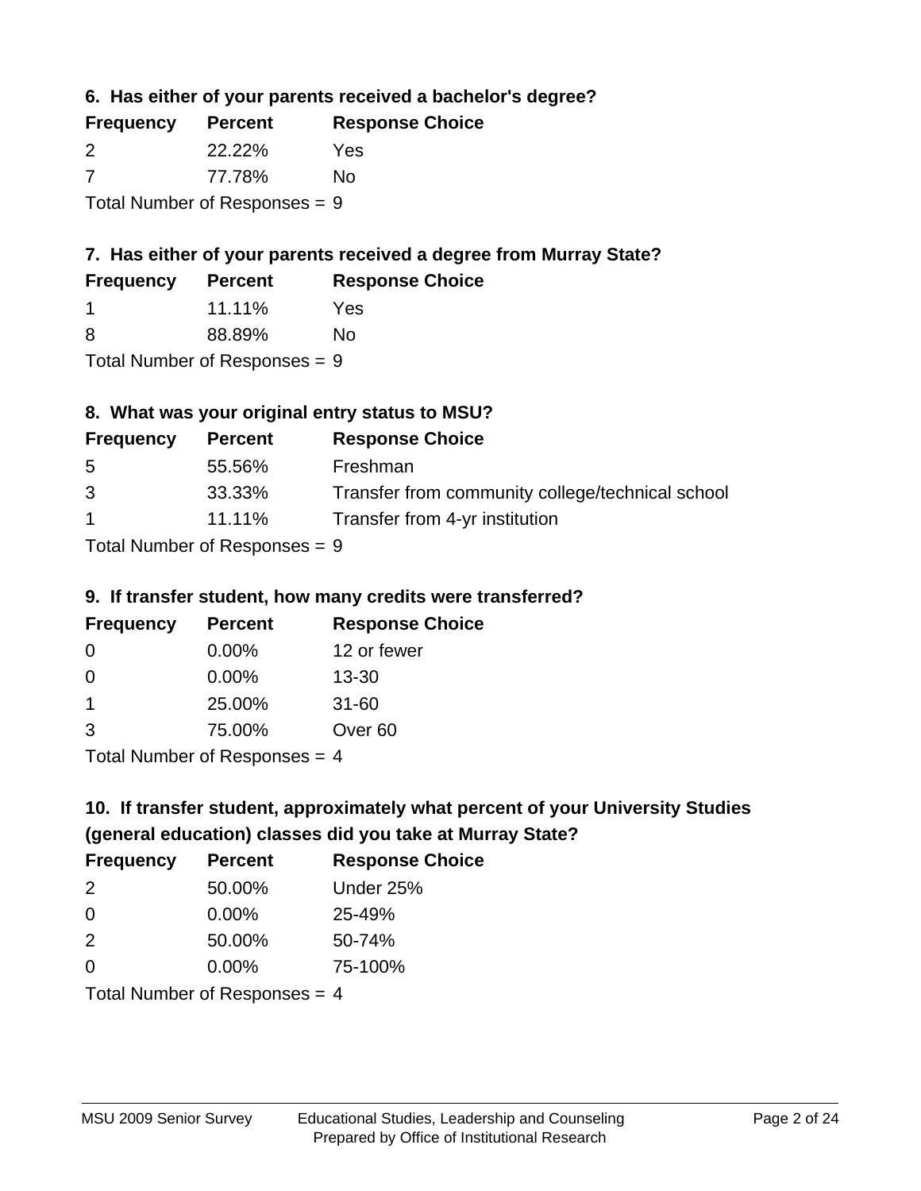### 6. Has either of your parents received a bachelor's degree?

| Frequency | Percent | Response Choice |
|---|---|---|
| 2 | 22.22% | Yes |
| 7 | 77.78% | No |

Total Number of Responses = 9

### 7. Has either of your parents received a degree from Murray State?

| Frequency | Percent | Response Choice |
|---|---|---|
| 1 | 11.11% | Yes |
| 8 | 88.89% | No |

Total Number of Responses = 9

### 8. What was your original entry status to MSU?

| Frequency | Percent | Response Choice |
|---|---|---|
| 5 | 55.56% | Freshman |
| 3 | 33.33% | Transfer from community college/technical school |
| 1 | 11.11% | Transfer from 4-yr institution |

Total Number of Responses = 9

### 9. If transfer student, how many credits were transferred?

| Frequency | Percent | Response Choice |
|---|---|---|
| 0 | 0.00% | 12 or fewer |
| 0 | 0.00% | 13-30 |
| 1 | 25.00% | 31-60 |
| 3 | 75.00% | Over 60 |

Total Number of Responses = 4

### 10. If transfer student, approximately what percent of your University Studies (general education) classes did you take at Murray State?

| Frequency | Percent | Response Choice |
|---|---|---|
| 2 | 50.00% | Under 25% |
| 0 | 0.00% | 25-49% |
| 2 | 50.00% | 50-74% |
| 0 | 0.00% | 75-100% |

Total Number of Responses = 4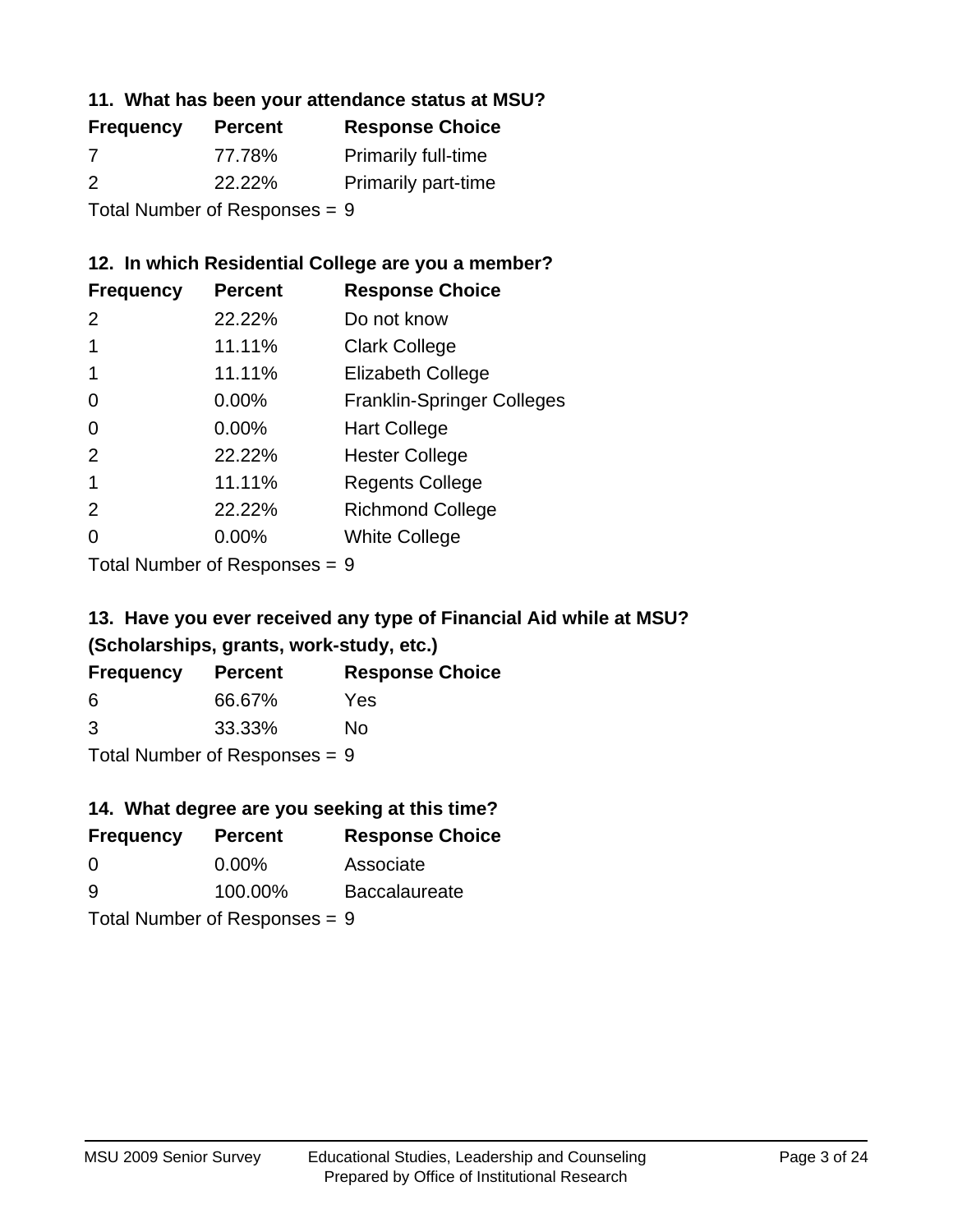### 11. What has been your attendance status at MSU?

| Frequency | Percent | Response Choice |
| --- | --- | --- |
| 7 | 77.78% | Primarily full-time |
| 2 | 22.22% | Primarily part-time |

Total Number of Responses = 9

### 12. In which Residential College are you a member?

| Frequency | Percent | Response Choice |
| --- | --- | --- |
| 2 | 22.22% | Do not know |
| 1 | 11.11% | Clark College |
| 1 | 11.11% | Elizabeth College |
| 0 | 0.00% | Franklin-Springer Colleges |
| 0 | 0.00% | Hart College |
| 2 | 22.22% | Hester College |
| 1 | 11.11% | Regents College |
| 2 | 22.22% | Richmond College |
| 0 | 0.00% | White College |

Total Number of Responses = 9

### 13. Have you ever received any type of Financial Aid while at MSU? (Scholarships, grants, work-study, etc.)

| Frequency | Percent | Response Choice |
| --- | --- | --- |
| 6 | 66.67% | Yes |
| 3 | 33.33% | No |

Total Number of Responses = 9

### 14. What degree are you seeking at this time?

| Frequency | Percent | Response Choice |
| --- | --- | --- |
| 0 | 0.00% | Associate |
| 9 | 100.00% | Baccalaureate |

Total Number of Responses = 9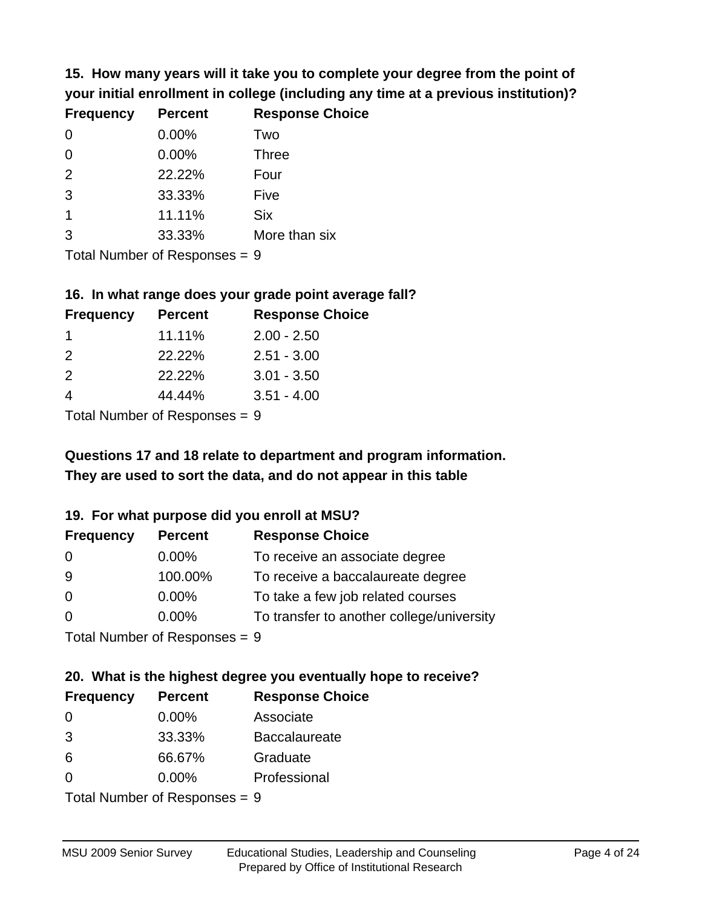**15. How many years will it take you to complete your degree from the point of your initial enrollment in college (including any time at a previous institution)?**

| Frequency | Percent | Response Choice |
| --- | --- | --- |
| 0 | 0.00% | Two |
| 0 | 0.00% | Three |
| 2 | 22.22% | Four |
| 3 | 33.33% | Five |
| 1 | 11.11% | Six |
| 3 | 33.33% | More than six |

Total Number of Responses = 9

**16. In what range does your grade point average fall?**

| Frequency | Percent | Response Choice |
| --- | --- | --- |
| 1 | 11.11% | 2.00 - 2.50 |
| 2 | 22.22% | 2.51 - 3.00 |
| 2 | 22.22% | 3.01 - 3.50 |
| 4 | 44.44% | 3.51 - 4.00 |

Total Number of Responses = 9

**Questions 17 and 18 relate to department and program information. They are used to sort the data, and do not appear in this table**

**19. For what purpose did you enroll at MSU?**

| Frequency | Percent | Response Choice |
| --- | --- | --- |
| 0 | 0.00% | To receive an associate degree |
| 9 | 100.00% | To receive a baccalaureate degree |
| 0 | 0.00% | To take a few job related courses |
| 0 | 0.00% | To transfer to another college/university |

Total Number of Responses = 9

**20. What is the highest degree you eventually hope to receive?**

| Frequency | Percent | Response Choice |
| --- | --- | --- |
| 0 | 0.00% | Associate |
| 3 | 33.33% | Baccalaureate |
| 6 | 66.67% | Graduate |
| 0 | 0.00% | Professional |

Total Number of Responses = 9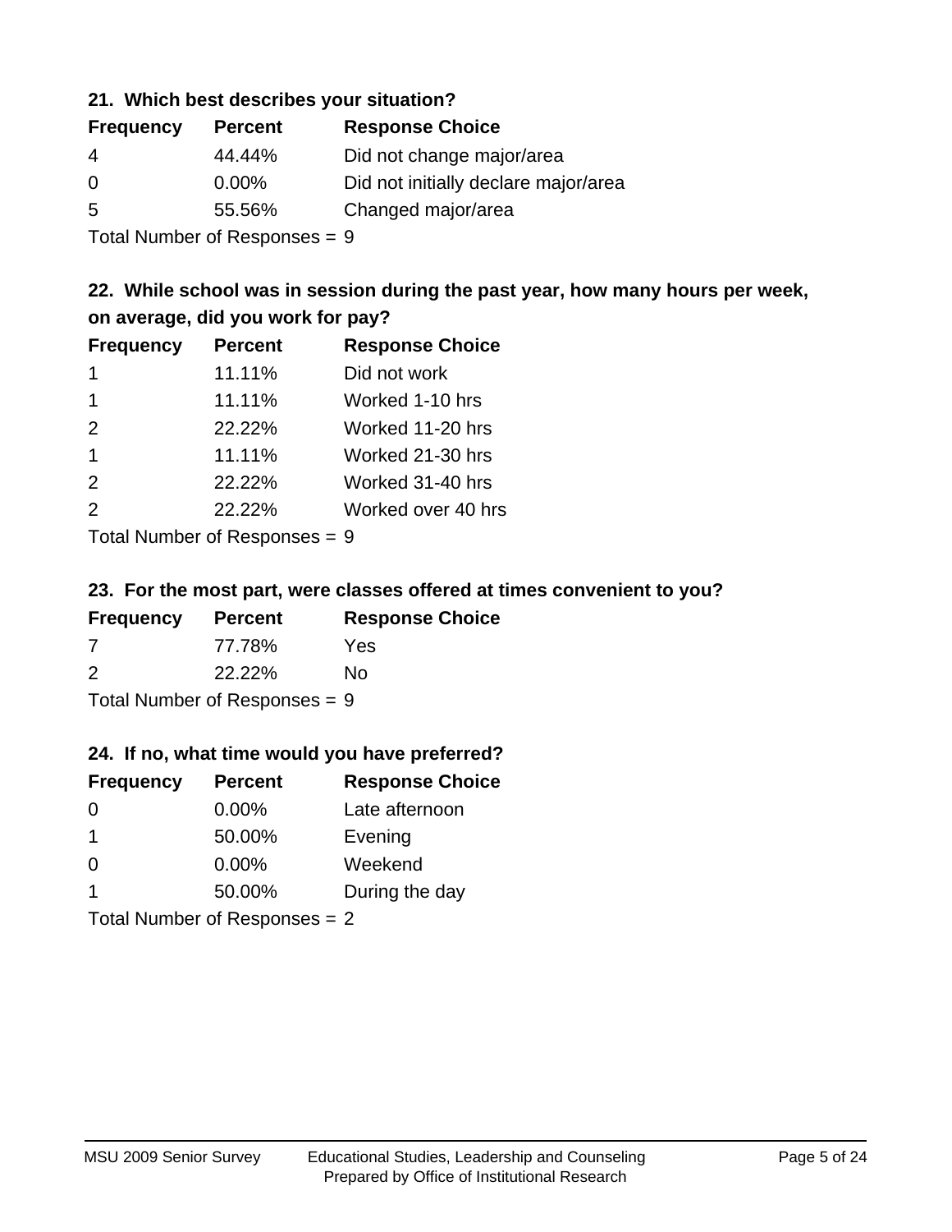### 21. Which best describes your situation?

| Frequency | Percent | Response Choice |
|---|---|---|
| 4 | 44.44% | Did not change major/area |
| 0 | 0.00% | Did not initially declare major/area |
| 5 | 55.56% | Changed major/area |

Total Number of Responses = 9

### 22. While school was in session during the past year, how many hours per week, on average, did you work for pay?

| Frequency | Percent | Response Choice |
|---|---|---|
| 1 | 11.11% | Did not work |
| 1 | 11.11% | Worked 1-10 hrs |
| 2 | 22.22% | Worked 11-20 hrs |
| 1 | 11.11% | Worked 21-30 hrs |
| 2 | 22.22% | Worked 31-40 hrs |
| 2 | 22.22% | Worked over 40 hrs |

Total Number of Responses = 9

### 23. For the most part, were classes offered at times convenient to you?

| Frequency | Percent | Response Choice |
|---|---|---|
| 7 | 77.78% | Yes |
| 2 | 22.22% | No |

Total Number of Responses = 9

### 24. If no, what time would you have preferred?

| Frequency | Percent | Response Choice |
|---|---|---|
| 0 | 0.00% | Late afternoon |
| 1 | 50.00% | Evening |
| 0 | 0.00% | Weekend |
| 1 | 50.00% | During the day |

Total Number of Responses = 2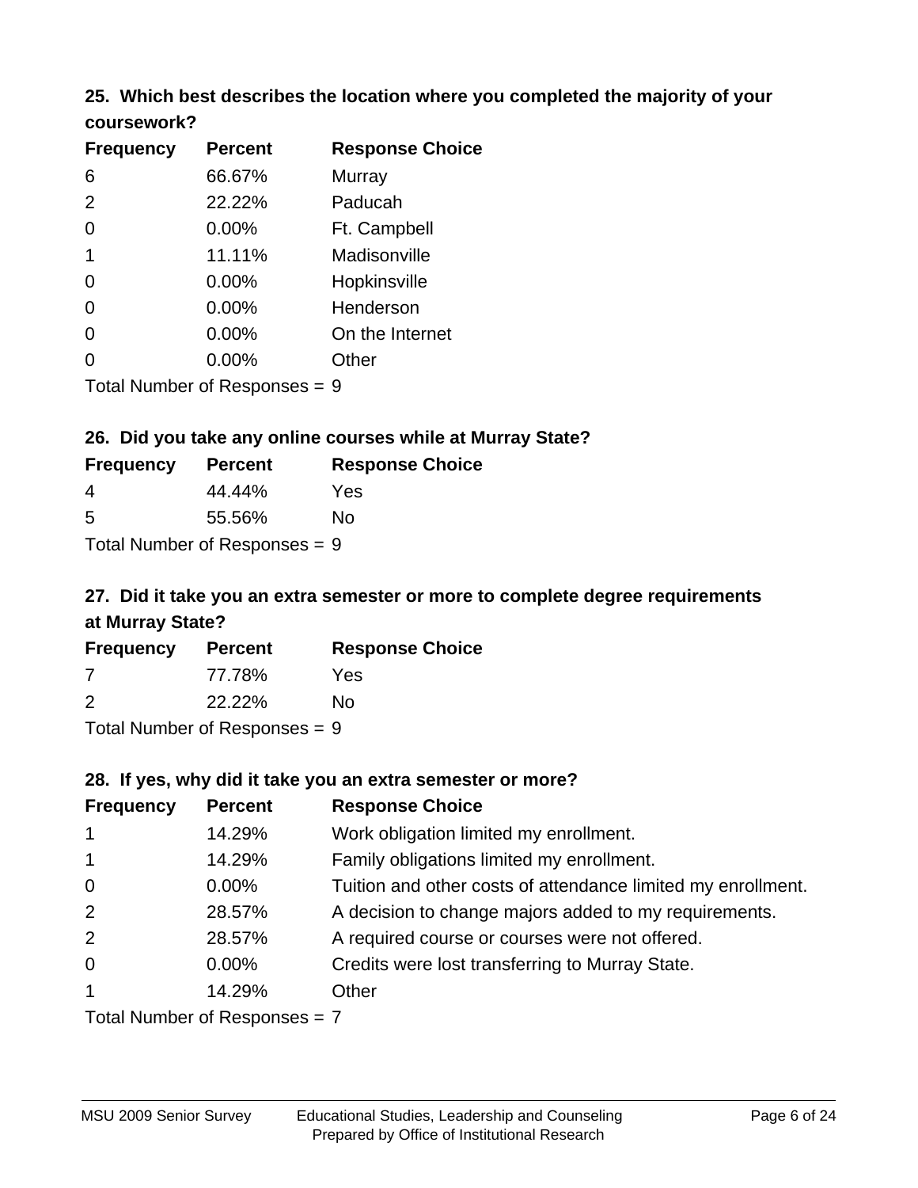### 25. Which best describes the location where you completed the majority of your coursework?

| Frequency | Percent | Response Choice |
|---|---|---|
| 6 | 66.67% | Murray |
| 2 | 22.22% | Paducah |
| 0 | 0.00% | Ft. Campbell |
| 1 | 11.11% | Madisonville |
| 0 | 0.00% | Hopkinsville |
| 0 | 0.00% | Henderson |
| 0 | 0.00% | On the Internet |
| 0 | 0.00% | Other |

Total Number of Responses = 9

### 26. Did you take any online courses while at Murray State?

| Frequency | Percent | Response Choice |
|---|---|---|
| 4 | 44.44% | Yes |
| 5 | 55.56% | No |

Total Number of Responses = 9

### 27. Did it take you an extra semester or more to complete degree requirements at Murray State?

| Frequency | Percent | Response Choice |
|---|---|---|
| 7 | 77.78% | Yes |
| 2 | 22.22% | No |

Total Number of Responses = 9

### 28. If yes, why did it take you an extra semester or more?

| Frequency | Percent | Response Choice |
|---|---|---|
| 1 | 14.29% | Work obligation limited my enrollment. |
| 1 | 14.29% | Family obligations limited my enrollment. |
| 0 | 0.00% | Tuition and other costs of attendance limited my enrollment. |
| 2 | 28.57% | A decision to change majors added to my requirements. |
| 2 | 28.57% | A required course or courses were not offered. |
| 0 | 0.00% | Credits were lost transferring to Murray State. |
| 1 | 14.29% | Other |

Total Number of Responses = 7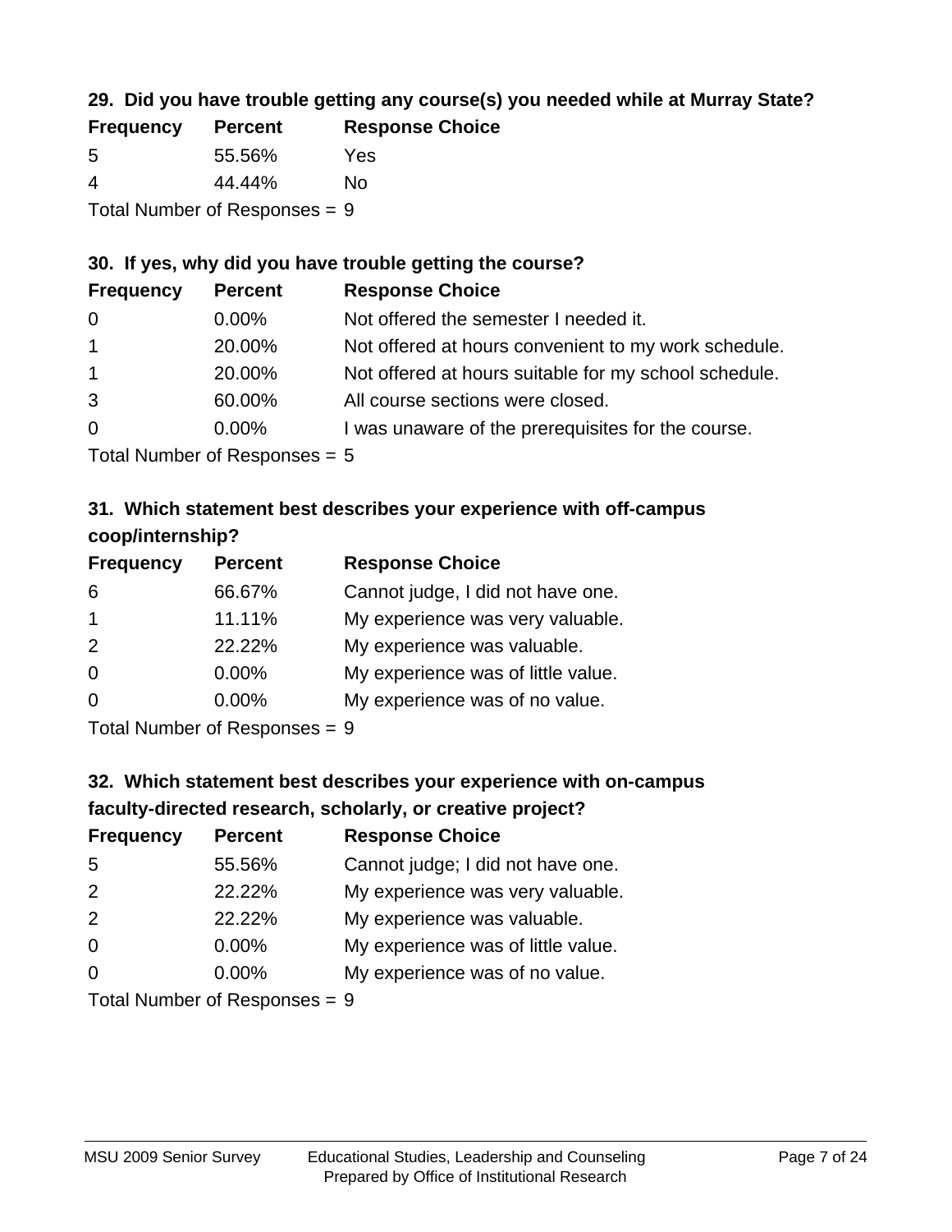### 29. Did you have trouble getting any course(s) you needed while at Murray State?

| Frequency | Percent | Response Choice |
| --- | --- | --- |
| 5 | 55.56% | Yes |
| 4 | 44.44% | No |

Total Number of Responses = 9

### 30. If yes, why did you have trouble getting the course?

| Frequency | Percent | Response Choice |
| --- | --- | --- |
| 0 | 0.00% | Not offered the semester I needed it. |
| 1 | 20.00% | Not offered at hours convenient to my work schedule. |
| 1 | 20.00% | Not offered at hours suitable for my school schedule. |
| 3 | 60.00% | All course sections were closed. |
| 0 | 0.00% | I was unaware of the prerequisites for the course. |

Total Number of Responses = 5

### 31. Which statement best describes your experience with off-campus coop/internship?

| Frequency | Percent | Response Choice |
| --- | --- | --- |
| 6 | 66.67% | Cannot judge, I did not have one. |
| 1 | 11.11% | My experience was very valuable. |
| 2 | 22.22% | My experience was valuable. |
| 0 | 0.00% | My experience was of little value. |
| 0 | 0.00% | My experience was of no value. |

Total Number of Responses = 9

### 32. Which statement best describes your experience with on-campus faculty-directed research, scholarly, or creative project?

| Frequency | Percent | Response Choice |
| --- | --- | --- |
| 5 | 55.56% | Cannot judge; I did not have one. |
| 2 | 22.22% | My experience was very valuable. |
| 2 | 22.22% | My experience was valuable. |
| 0 | 0.00% | My experience was of little value. |
| 0 | 0.00% | My experience was of no value. |

Total Number of Responses = 9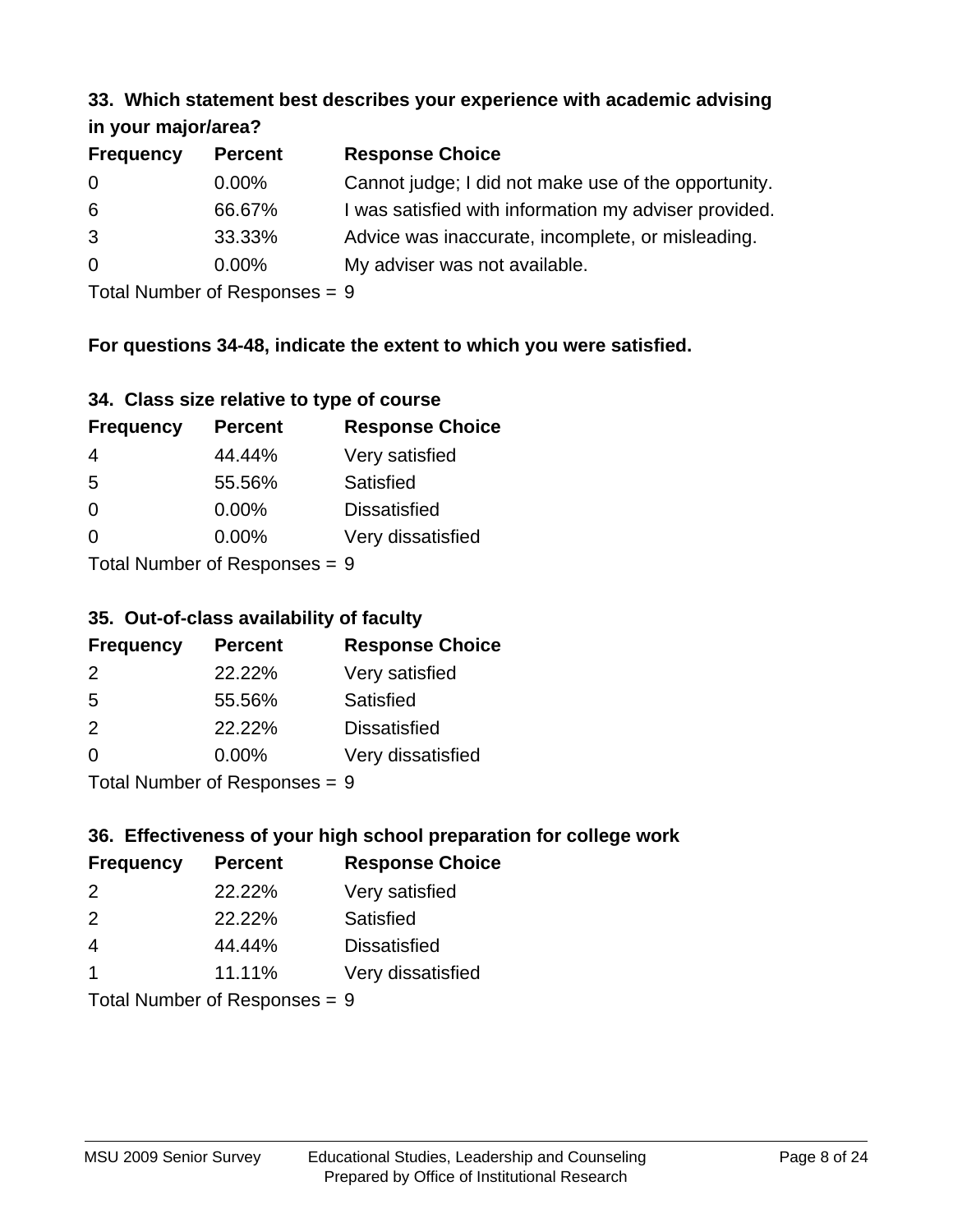### 33. Which statement best describes your experience with academic advising in your major/area?

| Frequency | Percent | Response Choice |
|---|---|---|
| 0 | 0.00% | Cannot judge; I did not make use of the opportunity. |
| 6 | 66.67% | I was satisfied with information my adviser provided. |
| 3 | 33.33% | Advice was inaccurate, incomplete, or misleading. |
| 0 | 0.00% | My adviser was not available. |

Total Number of Responses = 9

**For questions 34-48, indicate the extent to which you were satisfied.**

### 34. Class size relative to type of course

| Frequency | Percent | Response Choice |
|---|---|---|
| 4 | 44.44% | Very satisfied |
| 5 | 55.56% | Satisfied |
| 0 | 0.00% | Dissatisfied |
| 0 | 0.00% | Very dissatisfied |

Total Number of Responses = 9

### 35. Out-of-class availability of faculty

| Frequency | Percent | Response Choice |
|---|---|---|
| 2 | 22.22% | Very satisfied |
| 5 | 55.56% | Satisfied |
| 2 | 22.22% | Dissatisfied |
| 0 | 0.00% | Very dissatisfied |

Total Number of Responses = 9

### 36. Effectiveness of your high school preparation for college work

| Frequency | Percent | Response Choice |
|---|---|---|
| 2 | 22.22% | Very satisfied |
| 2 | 22.22% | Satisfied |
| 4 | 44.44% | Dissatisfied |
| 1 | 11.11% | Very dissatisfied |

Total Number of Responses = 9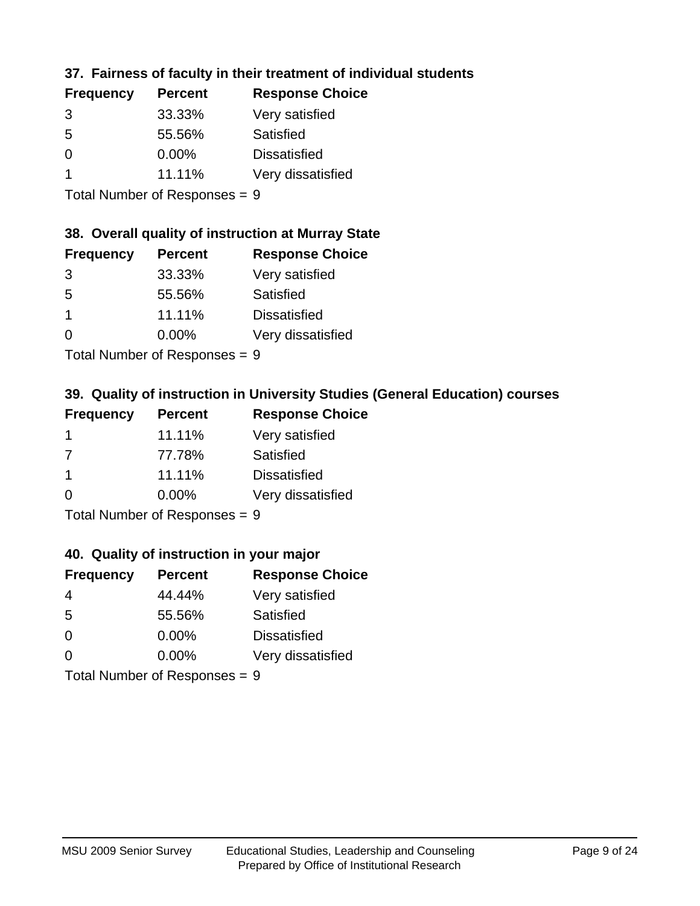### 37. Fairness of faculty in their treatment of individual students

| Frequency | Percent | Response Choice |
|---|---|---|
| 3 | 33.33% | Very satisfied |
| 5 | 55.56% | Satisfied |
| 0 | 0.00% | Dissatisfied |
| 1 | 11.11% | Very dissatisfied |

Total Number of Responses = 9

### 38. Overall quality of instruction at Murray State

| Frequency | Percent | Response Choice |
|---|---|---|
| 3 | 33.33% | Very satisfied |
| 5 | 55.56% | Satisfied |
| 1 | 11.11% | Dissatisfied |
| 0 | 0.00% | Very dissatisfied |

Total Number of Responses = 9

### 39. Quality of instruction in University Studies (General Education) courses

| Frequency | Percent | Response Choice |
|---|---|---|
| 1 | 11.11% | Very satisfied |
| 7 | 77.78% | Satisfied |
| 1 | 11.11% | Dissatisfied |
| 0 | 0.00% | Very dissatisfied |

Total Number of Responses = 9

### 40. Quality of instruction in your major

| Frequency | Percent | Response Choice |
|---|---|---|
| 4 | 44.44% | Very satisfied |
| 5 | 55.56% | Satisfied |
| 0 | 0.00% | Dissatisfied |
| 0 | 0.00% | Very dissatisfied |

Total Number of Responses = 9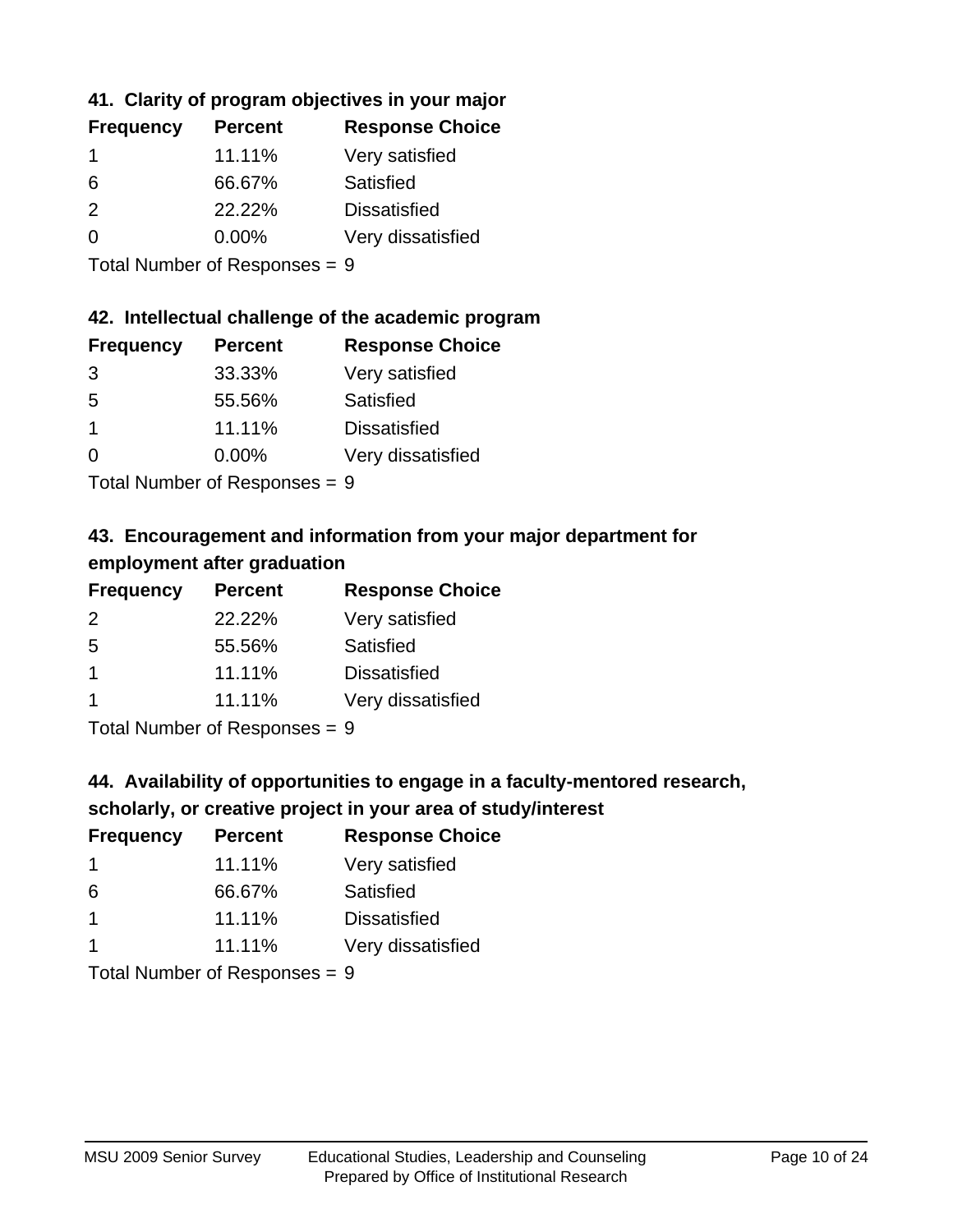### 41. Clarity of program objectives in your major

| Frequency | Percent | Response Choice |
|---|---|---|
| 1 | 11.11% | Very satisfied |
| 6 | 66.67% | Satisfied |
| 2 | 22.22% | Dissatisfied |
| 0 | 0.00% | Very dissatisfied |

Total Number of Responses = 9

### 42. Intellectual challenge of the academic program

| Frequency | Percent | Response Choice |
|---|---|---|
| 3 | 33.33% | Very satisfied |
| 5 | 55.56% | Satisfied |
| 1 | 11.11% | Dissatisfied |
| 0 | 0.00% | Very dissatisfied |

Total Number of Responses = 9

### 43. Encouragement and information from your major department for employment after graduation

| Frequency | Percent | Response Choice |
|---|---|---|
| 2 | 22.22% | Very satisfied |
| 5 | 55.56% | Satisfied |
| 1 | 11.11% | Dissatisfied |
| 1 | 11.11% | Very dissatisfied |

Total Number of Responses = 9

### 44. Availability of opportunities to engage in a faculty-mentored research, scholarly, or creative project in your area of study/interest

| Frequency | Percent | Response Choice |
|---|---|---|
| 1 | 11.11% | Very satisfied |
| 6 | 66.67% | Satisfied |
| 1 | 11.11% | Dissatisfied |
| 1 | 11.11% | Very dissatisfied |

Total Number of Responses = 9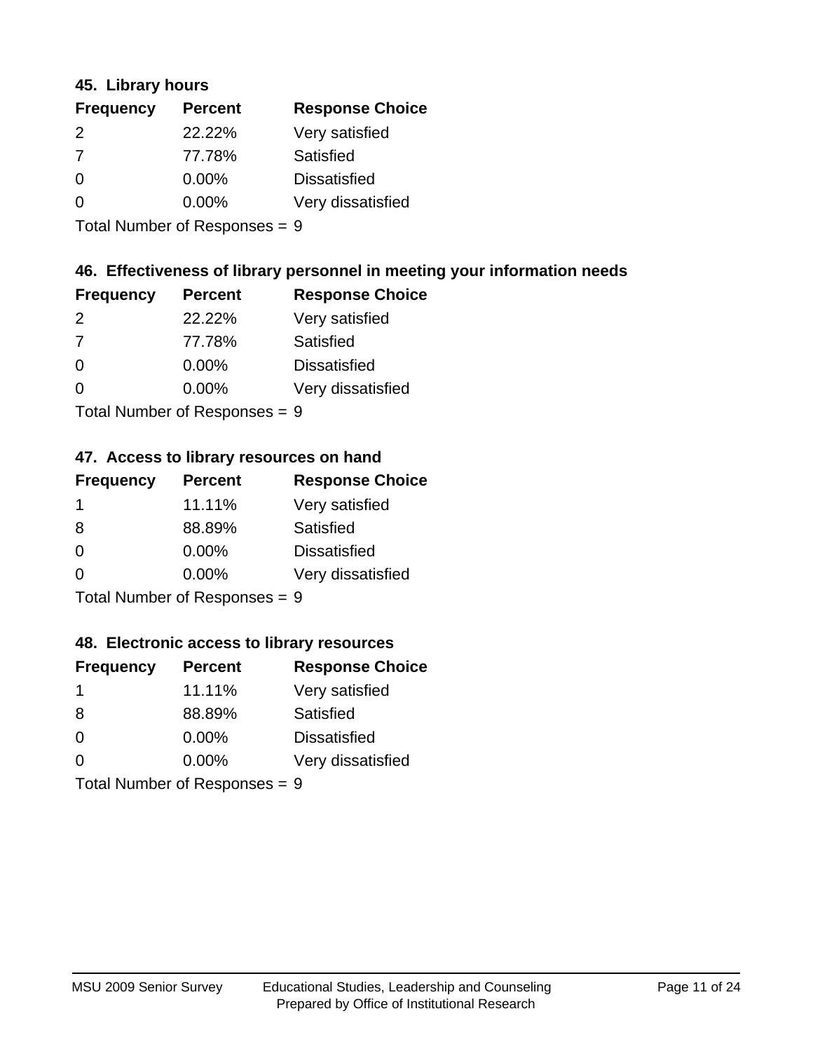### 45. Library hours

| Frequency | Percent | Response Choice |
|---|---|---|
| 2 | 22.22% | Very satisfied |
| 7 | 77.78% | Satisfied |
| 0 | 0.00% | Dissatisfied |
| 0 | 0.00% | Very dissatisfied |

Total Number of Responses = 9

### 46. Effectiveness of library personnel in meeting your information needs

| Frequency | Percent | Response Choice |
|---|---|---|
| 2 | 22.22% | Very satisfied |
| 7 | 77.78% | Satisfied |
| 0 | 0.00% | Dissatisfied |
| 0 | 0.00% | Very dissatisfied |

Total Number of Responses = 9

### 47. Access to library resources on hand

| Frequency | Percent | Response Choice |
|---|---|---|
| 1 | 11.11% | Very satisfied |
| 8 | 88.89% | Satisfied |
| 0 | 0.00% | Dissatisfied |
| 0 | 0.00% | Very dissatisfied |

Total Number of Responses = 9

### 48. Electronic access to library resources

| Frequency | Percent | Response Choice |
|---|---|---|
| 1 | 11.11% | Very satisfied |
| 8 | 88.89% | Satisfied |
| 0 | 0.00% | Dissatisfied |
| 0 | 0.00% | Very dissatisfied |

Total Number of Responses = 9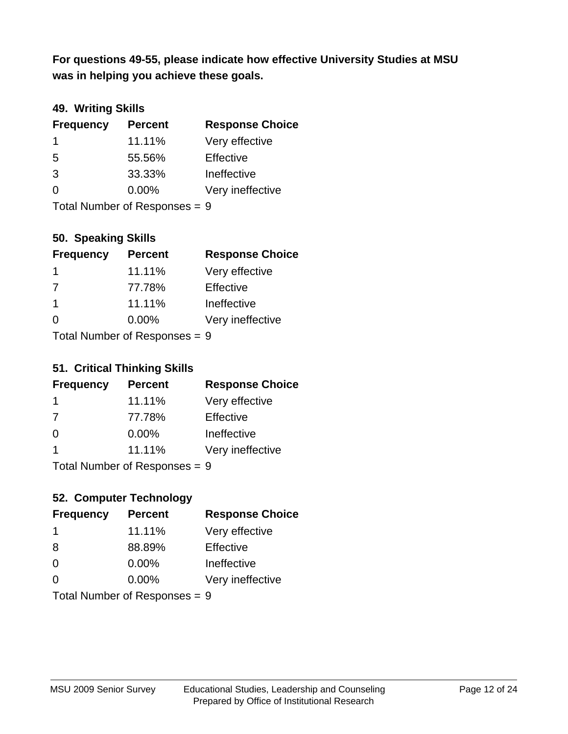**For questions 49-55, please indicate how effective University Studies at MSU was in helping you achieve these goals.**

### 49. Writing Skills

| Frequency | Percent | Response Choice |
|---|---|---|
| 1 | 11.11% | Very effective |
| 5 | 55.56% | Effective |
| 3 | 33.33% | Ineffective |
| 0 | 0.00% | Very ineffective |

Total Number of Responses = 9

### 50. Speaking Skills

| Frequency | Percent | Response Choice |
|---|---|---|
| 1 | 11.11% | Very effective |
| 7 | 77.78% | Effective |
| 1 | 11.11% | Ineffective |
| 0 | 0.00% | Very ineffective |

Total Number of Responses = 9

### 51. Critical Thinking Skills

| Frequency | Percent | Response Choice |
|---|---|---|
| 1 | 11.11% | Very effective |
| 7 | 77.78% | Effective |
| 0 | 0.00% | Ineffective |
| 1 | 11.11% | Very ineffective |

Total Number of Responses = 9

### 52. Computer Technology

| Frequency | Percent | Response Choice |
|---|---|---|
| 1 | 11.11% | Very effective |
| 8 | 88.89% | Effective |
| 0 | 0.00% | Ineffective |
| 0 | 0.00% | Very ineffective |

Total Number of Responses = 9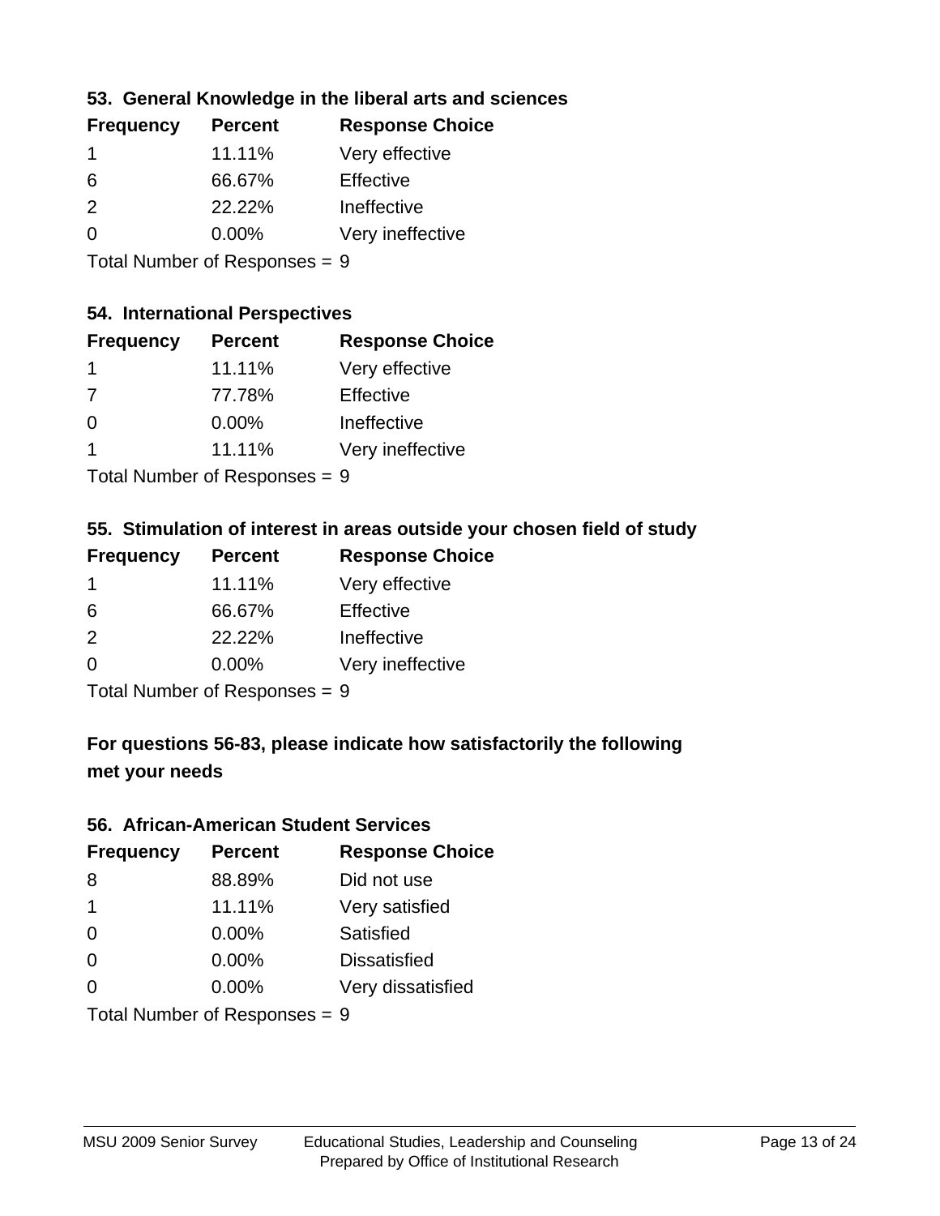### 53. General Knowledge in the liberal arts and sciences

| Frequency | Percent | Response Choice |
|---|---|---|
| 1 | 11.11% | Very effective |
| 6 | 66.67% | Effective |
| 2 | 22.22% | Ineffective |
| 0 | 0.00% | Very ineffective |

Total Number of Responses = 9

### 54. International Perspectives

| Frequency | Percent | Response Choice |
|---|---|---|
| 1 | 11.11% | Very effective |
| 7 | 77.78% | Effective |
| 0 | 0.00% | Ineffective |
| 1 | 11.11% | Very ineffective |

Total Number of Responses = 9

### 55. Stimulation of interest in areas outside your chosen field of study

| Frequency | Percent | Response Choice |
|---|---|---|
| 1 | 11.11% | Very effective |
| 6 | 66.67% | Effective |
| 2 | 22.22% | Ineffective |
| 0 | 0.00% | Very ineffective |

Total Number of Responses = 9

## For questions 56-83, please indicate how satisfactorily the following met your needs

### 56. African-American Student Services

| Frequency | Percent | Response Choice |
|---|---|---|
| 8 | 88.89% | Did not use |
| 1 | 11.11% | Very satisfied |
| 0 | 0.00% | Satisfied |
| 0 | 0.00% | Dissatisfied |
| 0 | 0.00% | Very dissatisfied |

Total Number of Responses = 9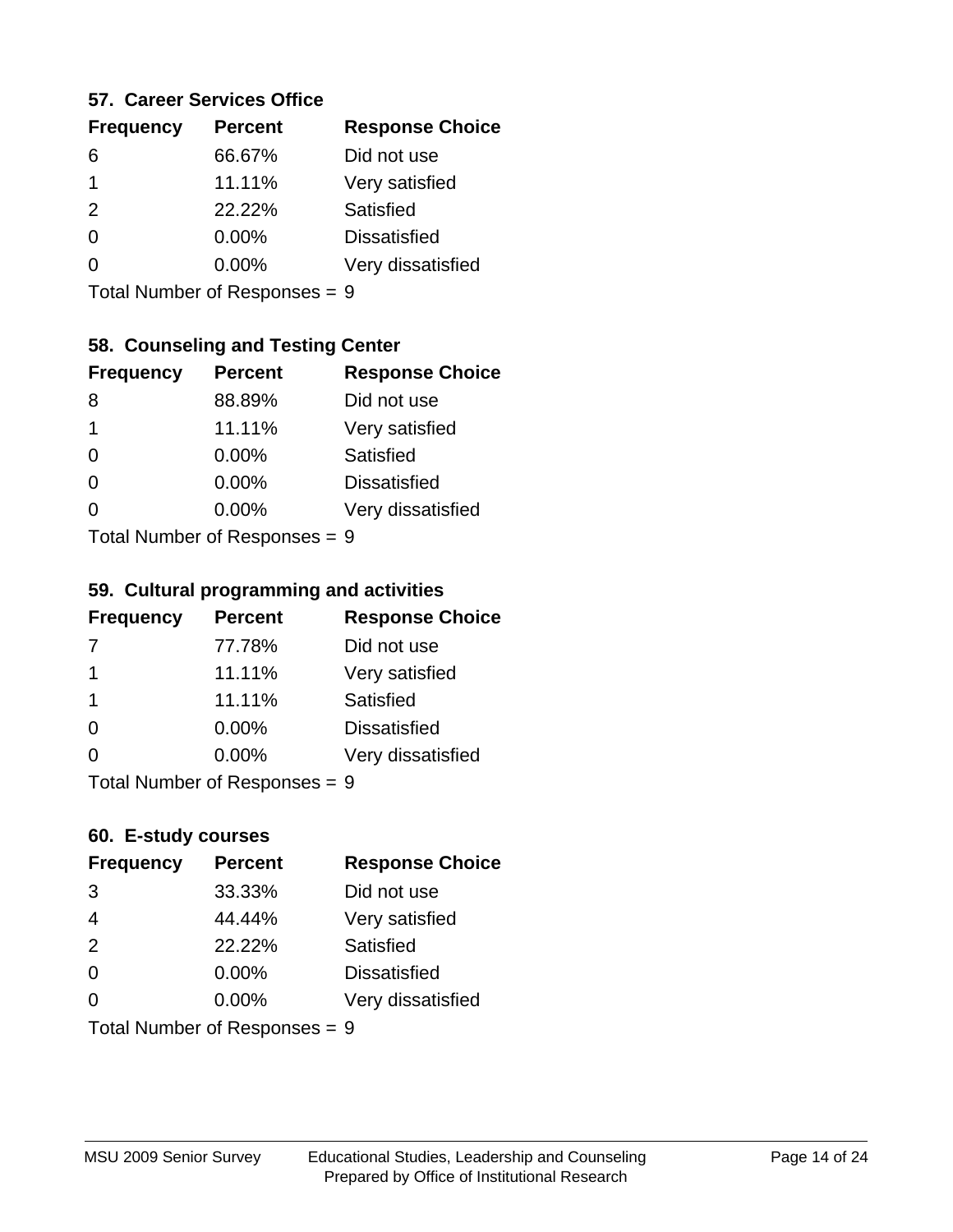### 57. Career Services Office

| Frequency | Percent | Response Choice |
|---|---|---|
| 6 | 66.67% | Did not use |
| 1 | 11.11% | Very satisfied |
| 2 | 22.22% | Satisfied |
| 0 | 0.00% | Dissatisfied |
| 0 | 0.00% | Very dissatisfied |

Total Number of Responses = 9

### 58. Counseling and Testing Center

| Frequency | Percent | Response Choice |
|---|---|---|
| 8 | 88.89% | Did not use |
| 1 | 11.11% | Very satisfied |
| 0 | 0.00% | Satisfied |
| 0 | 0.00% | Dissatisfied |
| 0 | 0.00% | Very dissatisfied |

Total Number of Responses = 9

### 59. Cultural programming and activities

| Frequency | Percent | Response Choice |
|---|---|---|
| 7 | 77.78% | Did not use |
| 1 | 11.11% | Very satisfied |
| 1 | 11.11% | Satisfied |
| 0 | 0.00% | Dissatisfied |
| 0 | 0.00% | Very dissatisfied |

Total Number of Responses = 9

### 60. E-study courses

| Frequency | Percent | Response Choice |
|---|---|---|
| 3 | 33.33% | Did not use |
| 4 | 44.44% | Very satisfied |
| 2 | 22.22% | Satisfied |
| 0 | 0.00% | Dissatisfied |
| 0 | 0.00% | Very dissatisfied |

Total Number of Responses = 9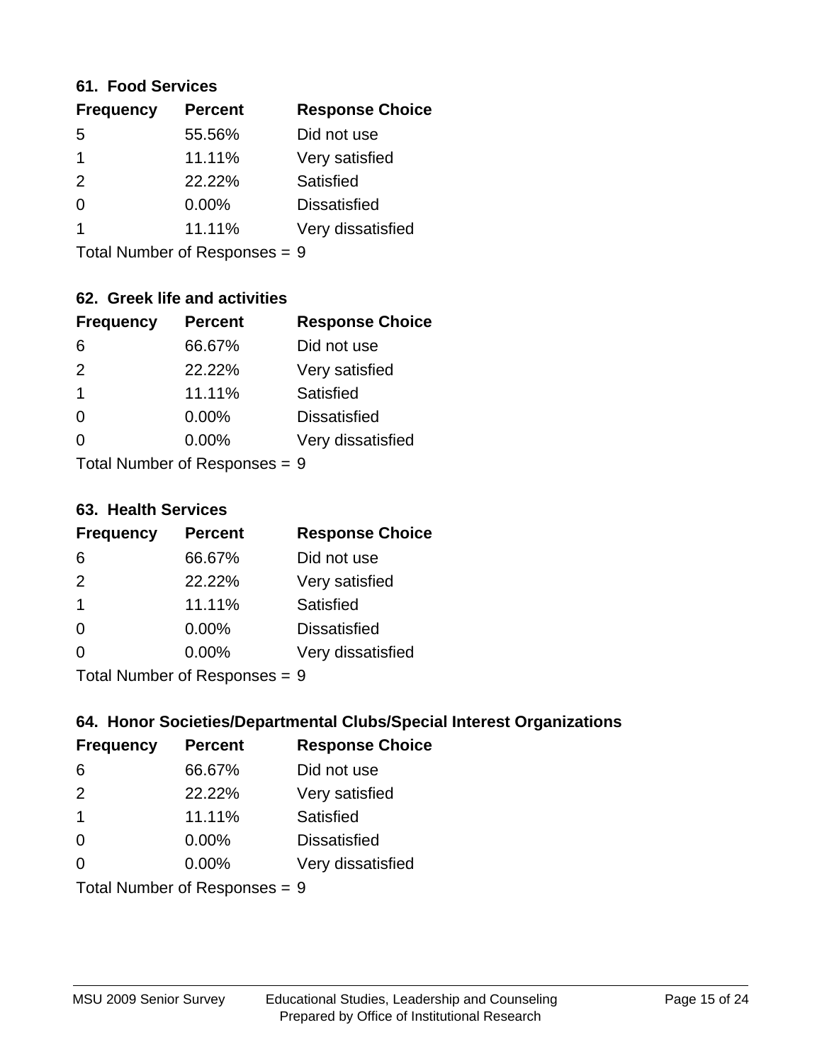### 61. Food Services

| Frequency | Percent | Response Choice |
|---|---|---|
| 5 | 55.56% | Did not use |
| 1 | 11.11% | Very satisfied |
| 2 | 22.22% | Satisfied |
| 0 | 0.00% | Dissatisfied |
| 1 | 11.11% | Very dissatisfied |

Total Number of Responses = 9

### 62. Greek life and activities

| Frequency | Percent | Response Choice |
|---|---|---|
| 6 | 66.67% | Did not use |
| 2 | 22.22% | Very satisfied |
| 1 | 11.11% | Satisfied |
| 0 | 0.00% | Dissatisfied |
| 0 | 0.00% | Very dissatisfied |

Total Number of Responses = 9

### 63. Health Services

| Frequency | Percent | Response Choice |
|---|---|---|
| 6 | 66.67% | Did not use |
| 2 | 22.22% | Very satisfied |
| 1 | 11.11% | Satisfied |
| 0 | 0.00% | Dissatisfied |
| 0 | 0.00% | Very dissatisfied |

Total Number of Responses = 9

### 64. Honor Societies/Departmental Clubs/Special Interest Organizations

| Frequency | Percent | Response Choice |
|---|---|---|
| 6 | 66.67% | Did not use |
| 2 | 22.22% | Very satisfied |
| 1 | 11.11% | Satisfied |
| 0 | 0.00% | Dissatisfied |
| 0 | 0.00% | Very dissatisfied |

Total Number of Responses = 9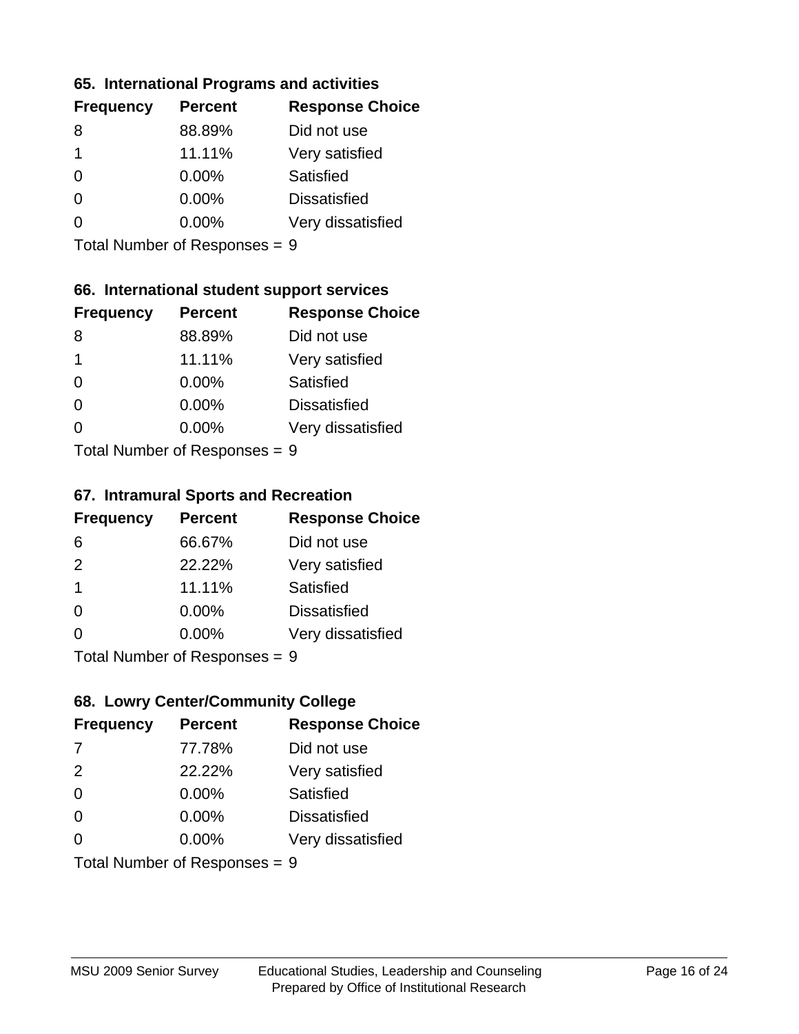### 65. International Programs and activities

| Frequency | Percent | Response Choice |
|---|---|---|
| 8 | 88.89% | Did not use |
| 1 | 11.11% | Very satisfied |
| 0 | 0.00% | Satisfied |
| 0 | 0.00% | Dissatisfied |
| 0 | 0.00% | Very dissatisfied |

Total Number of Responses = 9

### 66. International student support services

| Frequency | Percent | Response Choice |
|---|---|---|
| 8 | 88.89% | Did not use |
| 1 | 11.11% | Very satisfied |
| 0 | 0.00% | Satisfied |
| 0 | 0.00% | Dissatisfied |
| 0 | 0.00% | Very dissatisfied |

Total Number of Responses = 9

### 67. Intramural Sports and Recreation

| Frequency | Percent | Response Choice |
|---|---|---|
| 6 | 66.67% | Did not use |
| 2 | 22.22% | Very satisfied |
| 1 | 11.11% | Satisfied |
| 0 | 0.00% | Dissatisfied |
| 0 | 0.00% | Very dissatisfied |

Total Number of Responses = 9

### 68. Lowry Center/Community College

| Frequency | Percent | Response Choice |
|---|---|---|
| 7 | 77.78% | Did not use |
| 2 | 22.22% | Very satisfied |
| 0 | 0.00% | Satisfied |
| 0 | 0.00% | Dissatisfied |
| 0 | 0.00% | Very dissatisfied |

Total Number of Responses = 9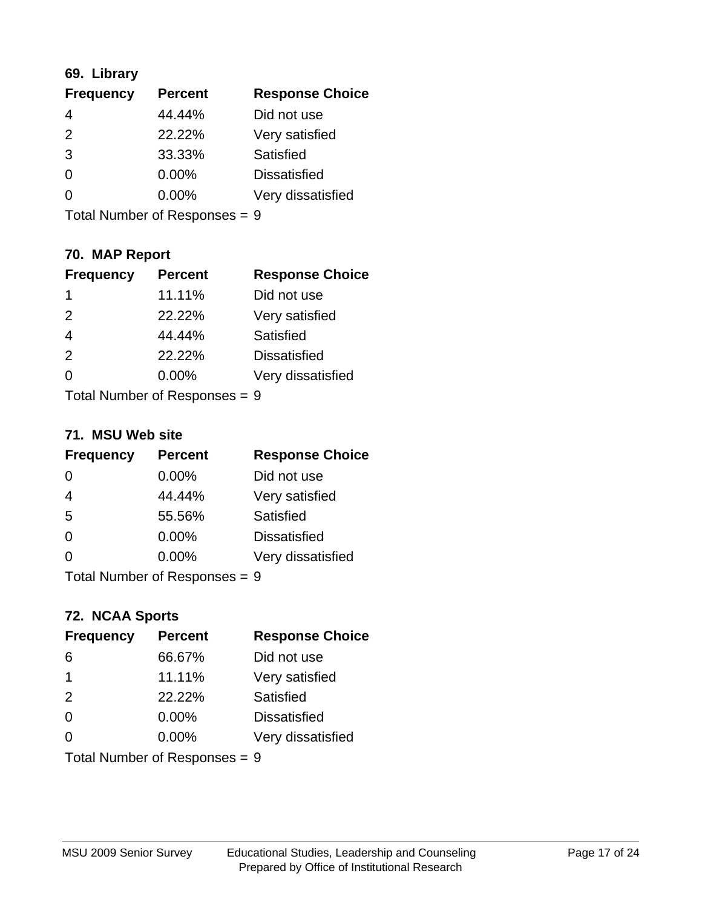### 69. Library

| Frequency | Percent | Response Choice |
|---|---|---|
| 4 | 44.44% | Did not use |
| 2 | 22.22% | Very satisfied |
| 3 | 33.33% | Satisfied |
| 0 | 0.00% | Dissatisfied |
| 0 | 0.00% | Very dissatisfied |

Total Number of Responses = 9

### 70. MAP Report

| Frequency | Percent | Response Choice |
|---|---|---|
| 1 | 11.11% | Did not use |
| 2 | 22.22% | Very satisfied |
| 4 | 44.44% | Satisfied |
| 2 | 22.22% | Dissatisfied |
| 0 | 0.00% | Very dissatisfied |

Total Number of Responses = 9

### 71. MSU Web site

| Frequency | Percent | Response Choice |
|---|---|---|
| 0 | 0.00% | Did not use |
| 4 | 44.44% | Very satisfied |
| 5 | 55.56% | Satisfied |
| 0 | 0.00% | Dissatisfied |
| 0 | 0.00% | Very dissatisfied |

Total Number of Responses = 9

### 72. NCAA Sports

| Frequency | Percent | Response Choice |
|---|---|---|
| 6 | 66.67% | Did not use |
| 1 | 11.11% | Very satisfied |
| 2 | 22.22% | Satisfied |
| 0 | 0.00% | Dissatisfied |
| 0 | 0.00% | Very dissatisfied |

Total Number of Responses = 9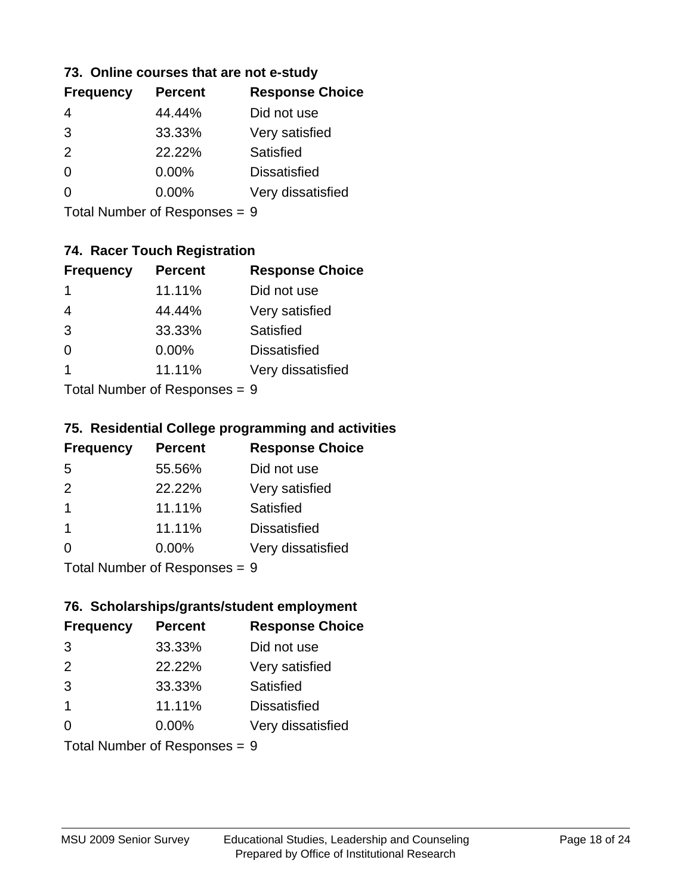### 73. Online courses that are not e-study

| Frequency | Percent | Response Choice |
|---|---|---|
| 4 | 44.44% | Did not use |
| 3 | 33.33% | Very satisfied |
| 2 | 22.22% | Satisfied |
| 0 | 0.00% | Dissatisfied |
| 0 | 0.00% | Very dissatisfied |

Total Number of Responses = 9

### 74. Racer Touch Registration

| Frequency | Percent | Response Choice |
|---|---|---|
| 1 | 11.11% | Did not use |
| 4 | 44.44% | Very satisfied |
| 3 | 33.33% | Satisfied |
| 0 | 0.00% | Dissatisfied |
| 1 | 11.11% | Very dissatisfied |

Total Number of Responses = 9

### 75. Residential College programming and activities

| Frequency | Percent | Response Choice |
|---|---|---|
| 5 | 55.56% | Did not use |
| 2 | 22.22% | Very satisfied |
| 1 | 11.11% | Satisfied |
| 1 | 11.11% | Dissatisfied |
| 0 | 0.00% | Very dissatisfied |

Total Number of Responses = 9

### 76. Scholarships/grants/student employment

| Frequency | Percent | Response Choice |
|---|---|---|
| 3 | 33.33% | Did not use |
| 2 | 22.22% | Very satisfied |
| 3 | 33.33% | Satisfied |
| 1 | 11.11% | Dissatisfied |
| 0 | 0.00% | Very dissatisfied |

Total Number of Responses = 9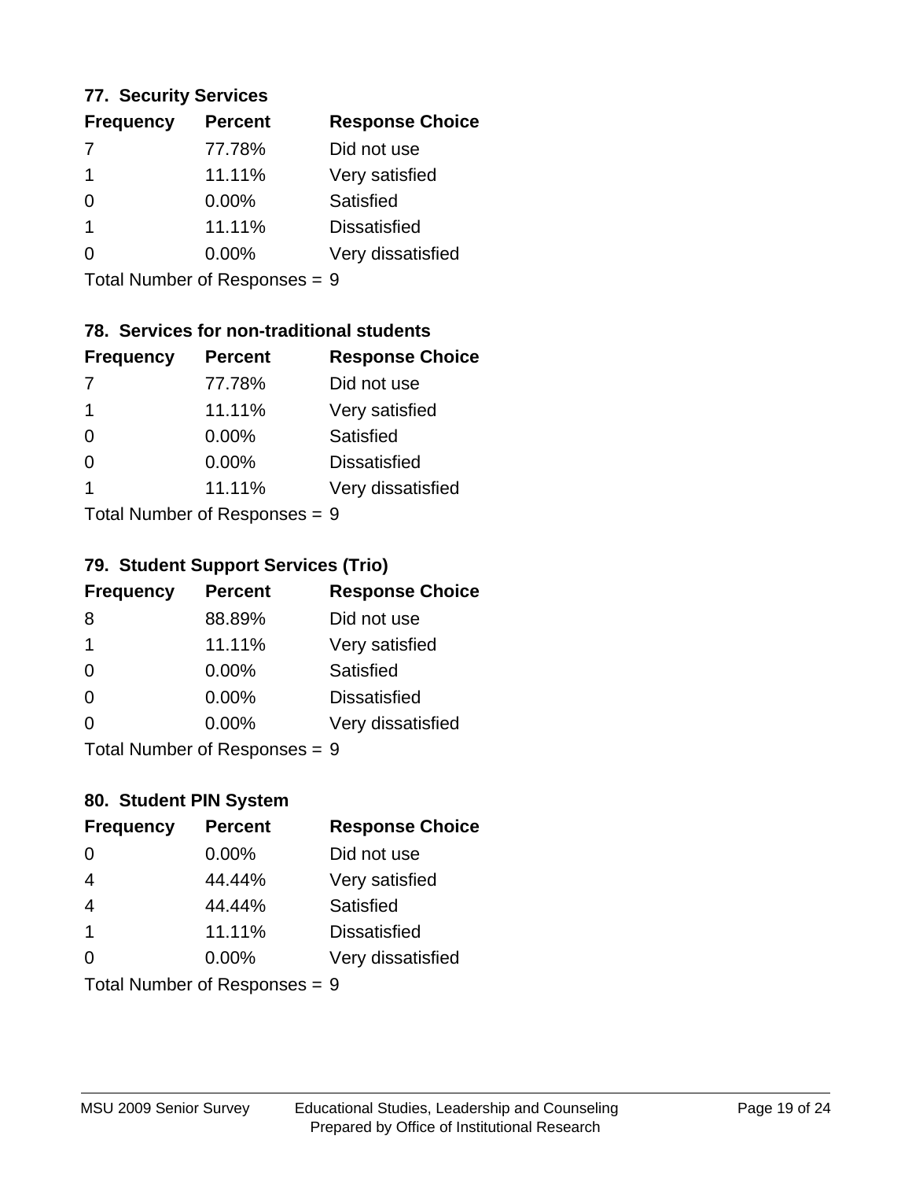### 77. Security Services

| Frequency | Percent | Response Choice |
| --- | --- | --- |
| 7 | 77.78% | Did not use |
| 1 | 11.11% | Very satisfied |
| 0 | 0.00% | Satisfied |
| 1 | 11.11% | Dissatisfied |
| 0 | 0.00% | Very dissatisfied |

Total Number of Responses = 9

### 78. Services for non-traditional students

| Frequency | Percent | Response Choice |
| --- | --- | --- |
| 7 | 77.78% | Did not use |
| 1 | 11.11% | Very satisfied |
| 0 | 0.00% | Satisfied |
| 0 | 0.00% | Dissatisfied |
| 1 | 11.11% | Very dissatisfied |

Total Number of Responses = 9

### 79. Student Support Services (Trio)

| Frequency | Percent | Response Choice |
| --- | --- | --- |
| 8 | 88.89% | Did not use |
| 1 | 11.11% | Very satisfied |
| 0 | 0.00% | Satisfied |
| 0 | 0.00% | Dissatisfied |
| 0 | 0.00% | Very dissatisfied |

Total Number of Responses = 9

### 80. Student PIN System

| Frequency | Percent | Response Choice |
| --- | --- | --- |
| 0 | 0.00% | Did not use |
| 4 | 44.44% | Very satisfied |
| 4 | 44.44% | Satisfied |
| 1 | 11.11% | Dissatisfied |
| 0 | 0.00% | Very dissatisfied |

Total Number of Responses = 9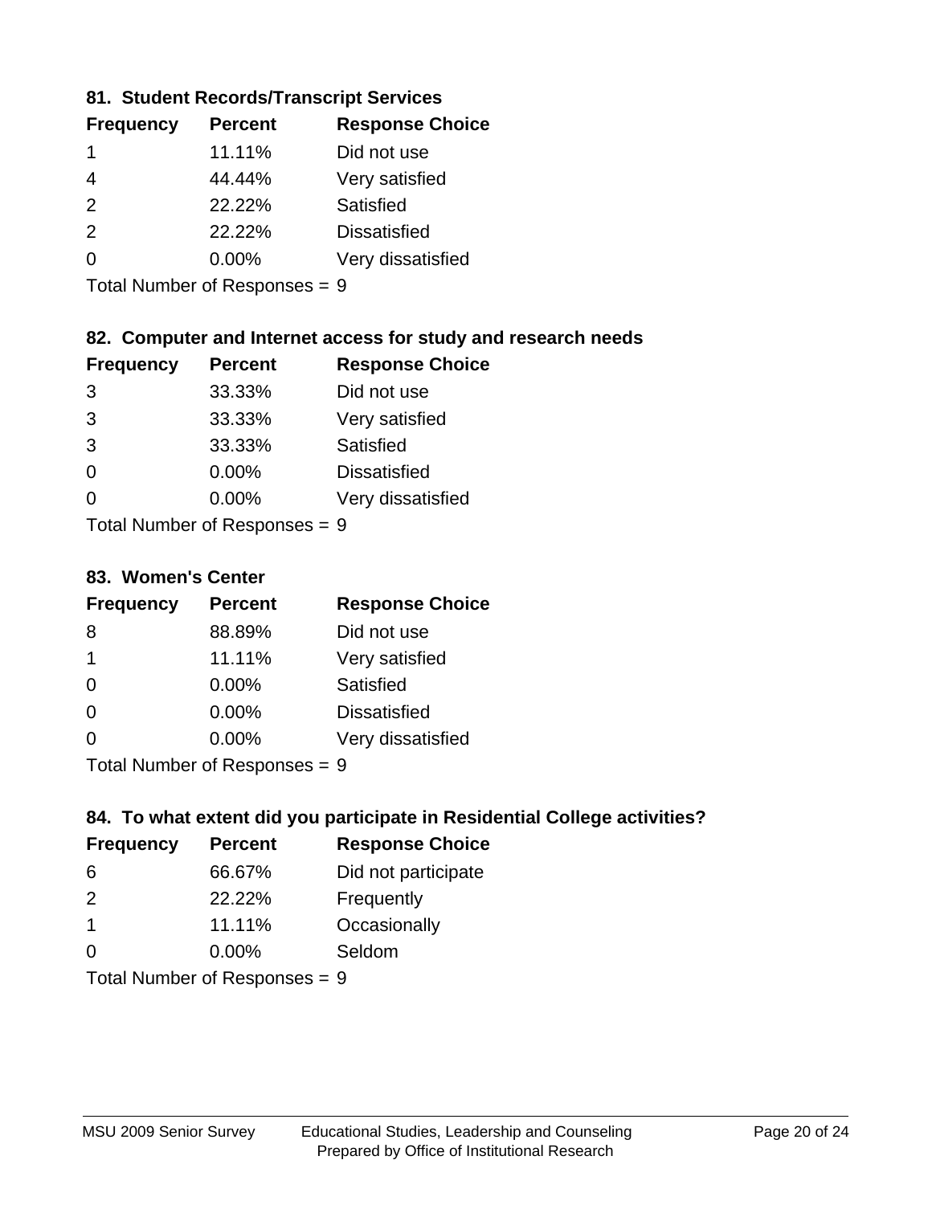### 81. Student Records/Transcript Services

| Frequency | Percent | Response Choice |
|---|---|---|
| 1 | 11.11% | Did not use |
| 4 | 44.44% | Very satisfied |
| 2 | 22.22% | Satisfied |
| 2 | 22.22% | Dissatisfied |
| 0 | 0.00% | Very dissatisfied |

Total Number of Responses = 9

### 82. Computer and Internet access for study and research needs

| Frequency | Percent | Response Choice |
|---|---|---|
| 3 | 33.33% | Did not use |
| 3 | 33.33% | Very satisfied |
| 3 | 33.33% | Satisfied |
| 0 | 0.00% | Dissatisfied |
| 0 | 0.00% | Very dissatisfied |

Total Number of Responses = 9

### 83. Women's Center

| Frequency | Percent | Response Choice |
|---|---|---|
| 8 | 88.89% | Did not use |
| 1 | 11.11% | Very satisfied |
| 0 | 0.00% | Satisfied |
| 0 | 0.00% | Dissatisfied |
| 0 | 0.00% | Very dissatisfied |

Total Number of Responses = 9

### 84. To what extent did you participate in Residential College activities?

| Frequency | Percent | Response Choice |
|---|---|---|
| 6 | 66.67% | Did not participate |
| 2 | 22.22% | Frequently |
| 1 | 11.11% | Occasionally |
| 0 | 0.00% | Seldom |

Total Number of Responses = 9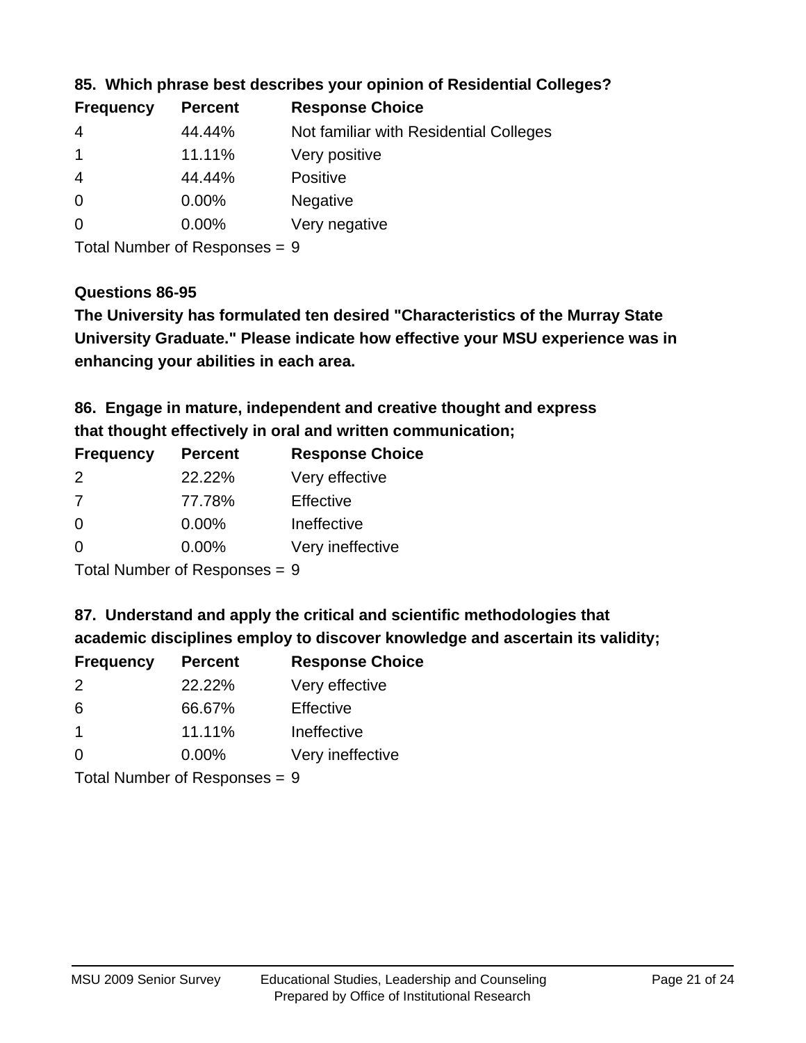**85. Which phrase best describes your opinion of Residential Colleges?**

| Frequency | Percent | Response Choice |
|---|---|---|
| 4 | 44.44% | Not familiar with Residential Colleges |
| 1 | 11.11% | Very positive |
| 4 | 44.44% | Positive |
| 0 | 0.00% | Negative |
| 0 | 0.00% | Very negative |

Total Number of Responses = 9

**Questions 86-95**

**The University has formulated ten desired "Characteristics of the Murray State University Graduate." Please indicate how effective your MSU experience was in enhancing your abilities in each area.**

**86. Engage in mature, independent and creative thought and express that thought effectively in oral and written communication;**

| Frequency | Percent | Response Choice |
|---|---|---|
| 2 | 22.22% | Very effective |
| 7 | 77.78% | Effective |
| 0 | 0.00% | Ineffective |
| 0 | 0.00% | Very ineffective |

Total Number of Responses = 9

**87. Understand and apply the critical and scientific methodologies that academic disciplines employ to discover knowledge and ascertain its validity;**

| Frequency | Percent | Response Choice |
|---|---|---|
| 2 | 22.22% | Very effective |
| 6 | 66.67% | Effective |
| 1 | 11.11% | Ineffective |
| 0 | 0.00% | Very ineffective |

Total Number of Responses = 9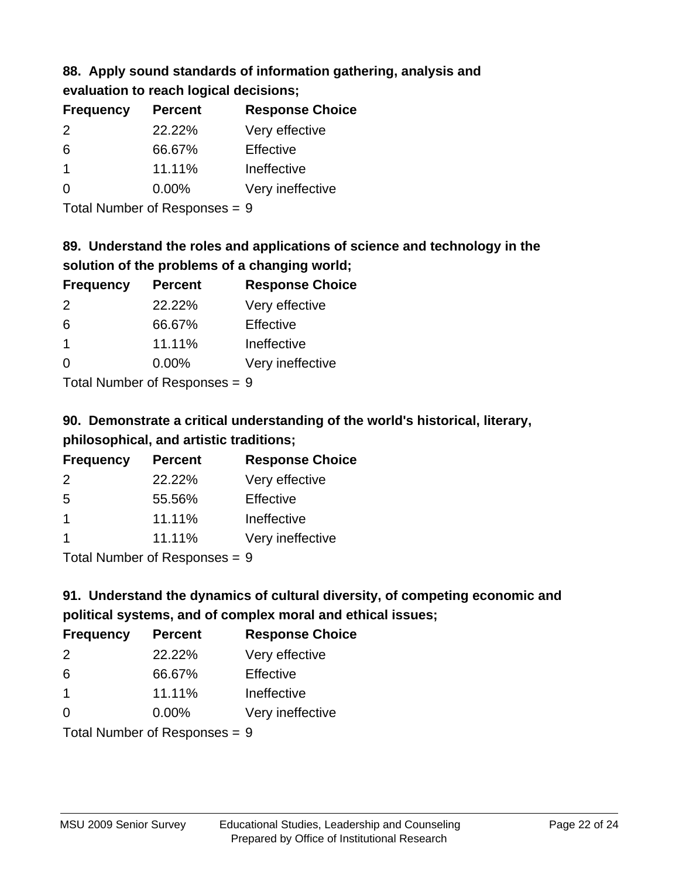### 88. Apply sound standards of information gathering, analysis and evaluation to reach logical decisions;

| Frequency | Percent | Response Choice |
|---|---|---|
| 2 | 22.22% | Very effective |
| 6 | 66.67% | Effective |
| 1 | 11.11% | Ineffective |
| 0 | 0.00% | Very ineffective |

Total Number of Responses = 9

### 89. Understand the roles and applications of science and technology in the solution of the problems of a changing world;

| Frequency | Percent | Response Choice |
|---|---|---|
| 2 | 22.22% | Very effective |
| 6 | 66.67% | Effective |
| 1 | 11.11% | Ineffective |
| 0 | 0.00% | Very ineffective |

Total Number of Responses = 9

### 90. Demonstrate a critical understanding of the world's historical, literary, philosophical, and artistic traditions;

| Frequency | Percent | Response Choice |
|---|---|---|
| 2 | 22.22% | Very effective |
| 5 | 55.56% | Effective |
| 1 | 11.11% | Ineffective |
| 1 | 11.11% | Very ineffective |

Total Number of Responses = 9

### 91. Understand the dynamics of cultural diversity, of competing economic and political systems, and of complex moral and ethical issues;

| Frequency | Percent | Response Choice |
|---|---|---|
| 2 | 22.22% | Very effective |
| 6 | 66.67% | Effective |
| 1 | 11.11% | Ineffective |
| 0 | 0.00% | Very ineffective |

Total Number of Responses = 9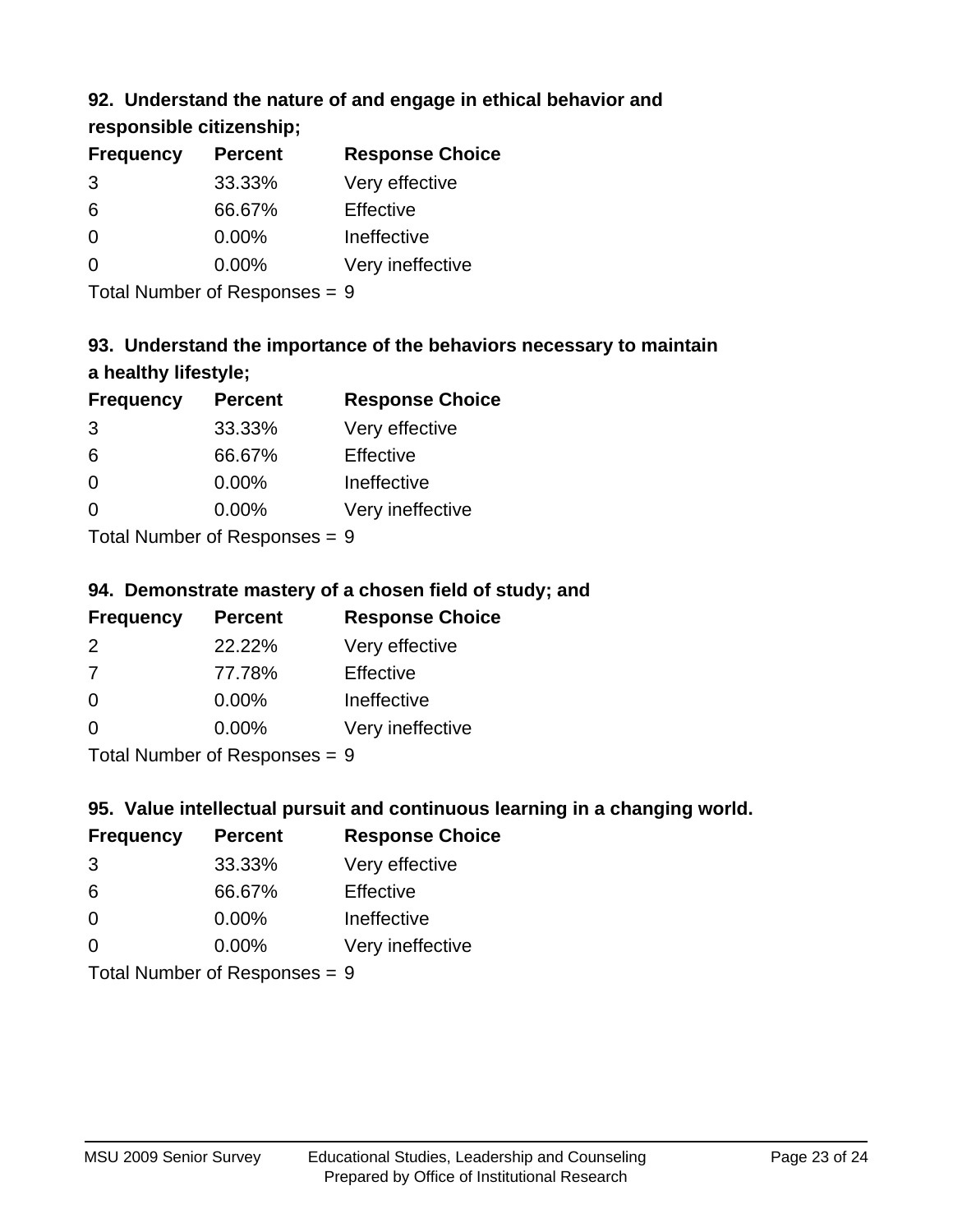### 92. Understand the nature of and engage in ethical behavior and responsible citizenship;

| Frequency | Percent | Response Choice |
|---|---|---|
| 3 | 33.33% | Very effective |
| 6 | 66.67% | Effective |
| 0 | 0.00% | Ineffective |
| 0 | 0.00% | Very ineffective |

Total Number of Responses = 9

### 93. Understand the importance of the behaviors necessary to maintain a healthy lifestyle;

| Frequency | Percent | Response Choice |
|---|---|---|
| 3 | 33.33% | Very effective |
| 6 | 66.67% | Effective |
| 0 | 0.00% | Ineffective |
| 0 | 0.00% | Very ineffective |

Total Number of Responses = 9

### 94. Demonstrate mastery of a chosen field of study; and

| Frequency | Percent | Response Choice |
|---|---|---|
| 2 | 22.22% | Very effective |
| 7 | 77.78% | Effective |
| 0 | 0.00% | Ineffective |
| 0 | 0.00% | Very ineffective |

Total Number of Responses = 9

### 95. Value intellectual pursuit and continuous learning in a changing world.

| Frequency | Percent | Response Choice |
|---|---|---|
| 3 | 33.33% | Very effective |
| 6 | 66.67% | Effective |
| 0 | 0.00% | Ineffective |
| 0 | 0.00% | Very ineffective |

Total Number of Responses = 9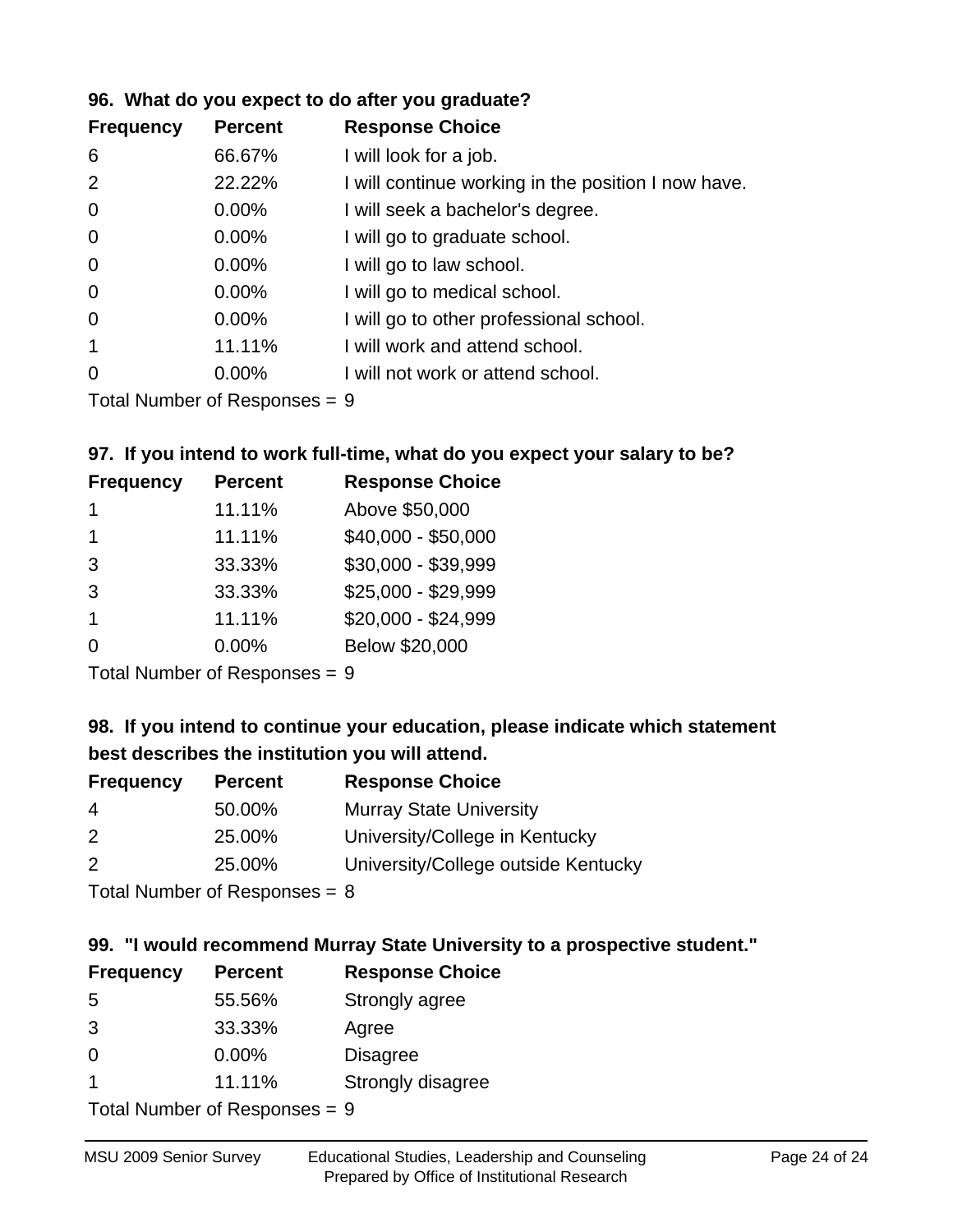### 96. What do you expect to do after you graduate?

| Frequency | Percent | Response Choice |
|---|---|---|
| 6 | 66.67% | I will look for a job. |
| 2 | 22.22% | I will continue working in the position I now have. |
| 0 | 0.00% | I will seek a bachelor's degree. |
| 0 | 0.00% | I will go to graduate school. |
| 0 | 0.00% | I will go to law school. |
| 0 | 0.00% | I will go to medical school. |
| 0 | 0.00% | I will go to other professional school. |
| 1 | 11.11% | I will work and attend school. |
| 0 | 0.00% | I will not work or attend school. |

Total Number of Responses = 9

### 97. If you intend to work full-time, what do you expect your salary to be?

| Frequency | Percent | Response Choice |
|---|---|---|
| 1 | 11.11% | Above $50,000 |
| 1 | 11.11% | $40,000 - $50,000 |
| 3 | 33.33% | $30,000 - $39,999 |
| 3 | 33.33% | $25,000 - $29,999 |
| 1 | 11.11% | $20,000 - $24,999 |
| 0 | 0.00% | Below $20,000 |

Total Number of Responses = 9

### 98. If you intend to continue your education, please indicate which statement best describes the institution you will attend.

| Frequency | Percent | Response Choice |
|---|---|---|
| 4 | 50.00% | Murray State University |
| 2 | 25.00% | University/College in Kentucky |
| 2 | 25.00% | University/College outside Kentucky |

Total Number of Responses = 8

### 99. "I would recommend Murray State University to a prospective student."

| Frequency | Percent | Response Choice |
|---|---|---|
| 5 | 55.56% | Strongly agree |
| 3 | 33.33% | Agree |
| 0 | 0.00% | Disagree |
| 1 | 11.11% | Strongly disagree |

Total Number of Responses = 9